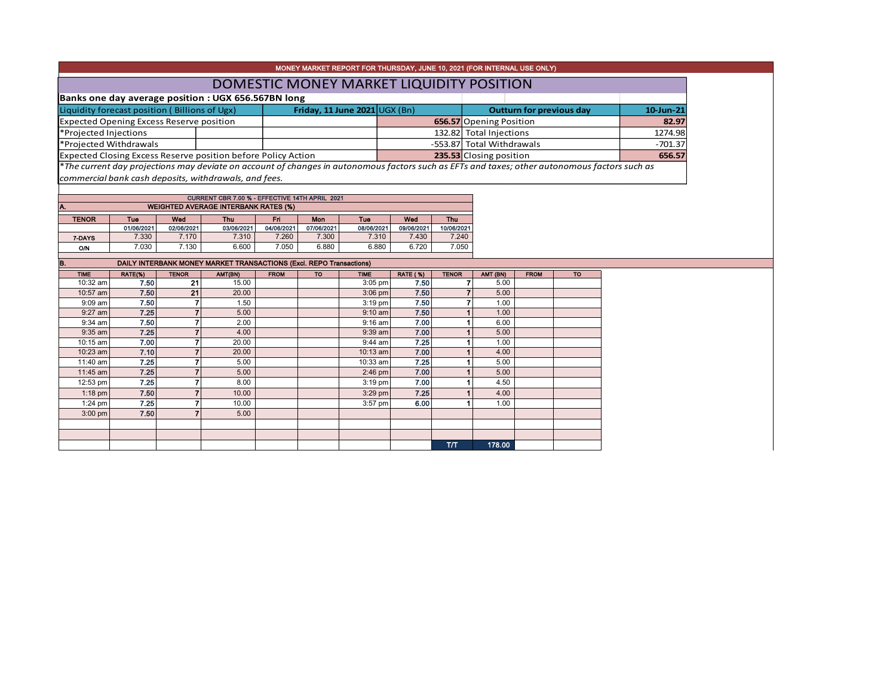MONEY MARKET REPORT FOR THURSDAY, JUNE 10, 2021 (FOR INTERNAL USE ONLY)

# DOMESTIC MONEY MARKET LIQUIDITY POSITION

**Banks one day average position : UGX 656.567BN long**

| Liquidity forecast position ( Billions of Ugx) | **Friday, 11 June 2021** UGX (Bn) | | **Outturn for previous day** | **10-Jun-21** |
|---|---|---|---|---|
| Expected Opening Excess Reserve position | **656.57** | | Opening Position | **82.97** |
| *Projected Injections | 132.82 | | Total Injections | 1274.98 |
| *Projected Withdrawals | -553.87 | | Total Withdrawals | -701.37 |
| Expected Closing Excess Reserve position before Policy Action | **235.53** | | Closing position | **656.57** |

*\*The current day projections may deviate on account of changes in autonomous factors such as EFTs and taxes; other autonomous factors such as commercial bank cash deposits, withdrawals, and fees.*

CURRENT CBR 7.00 % - EFFECTIVE 14TH APRIL 2021

**A. WEIGHTED AVERAGE INTERBANK RATES (%)**

| TENOR | Tue 01/06/2021 | Wed 02/06/2021 | Thu 03/06/2021 | Fri 04/06/2021 | Mon 07/06/2021 | Tue 08/06/2021 | Wed 09/06/2021 | Thu 10/06/2021 |
|---|---|---|---|---|---|---|---|---|
| 7-DAYS | 7.330 | 7.170 | 7.310 | 7.260 | 7.300 | 7.310 | 7.430 | 7.240 |
| O/N | 7.030 | 7.130 | 6.600 | 7.050 | 6.880 | 6.880 | 6.720 | 7.050 |

**B. DAILY INTERBANK MONEY MARKET TRANSACTIONS (Excl. REPO Transactions)**

| TIME | RATE(%) | TENOR | AMT(BN) | FROM | TO | TIME | RATE ( %) | TENOR | AMT (BN) | FROM | TO |
|---|---|---|---|---|---|---|---|---|---|---|---|
| 10:32 am | 7.50 | 21 | 15.00 | | | 3:05 pm | 7.50 | 7 | 5.00 | | |
| 10:57 am | 7.50 | 21 | 20.00 | | | 3:06 pm | 7.50 | 7 | 5.00 | | |
| 9:09 am | 7.50 | 7 | 1.50 | | | 3:19 pm | 7.50 | 7 | 1.00 | | |
| 9:27 am | 7.25 | 7 | 5.00 | | | 9:10 am | 7.50 | 1 | 1.00 | | |
| 9:34 am | 7.50 | 7 | 2.00 | | | 9:16 am | 7.00 | 1 | 6.00 | | |
| 9:35 am | 7.25 | 7 | 4.00 | | | 9:39 am | 7.00 | 1 | 5.00 | | |
| 10:15 am | 7.00 | 7 | 20.00 | | | 9:44 am | 7.25 | 1 | 1.00 | | |
| 10:23 am | 7.10 | 7 | 20.00 | | | 10:13 am | 7.00 | 1 | 4.00 | | |
| 11:40 am | 7.25 | 7 | 5.00 | | | 10:33 am | 7.25 | 1 | 5.00 | | |
| 11:45 am | 7.25 | 7 | 5.00 | | | 2:46 pm | 7.00 | 1 | 5.00 | | |
| 12:53 pm | 7.25 | 7 | 8.00 | | | 3:19 pm | 7.00 | 1 | 4.50 | | |
| 1:18 pm | 7.50 | 7 | 10.00 | | | 3:29 pm | 7.25 | 1 | 4.00 | | |
| 1:24 pm | 7.25 | 7 | 10.00 | | | 3:57 pm | 6.00 | 1 | 1.00 | | |
| 3:00 pm | 7.50 | 7 | 5.00 | | | | | | | | |
| | | | | | | | | | | | |
| | | | | | | | | | | | |
| | | | | | | | | T/T | 178.00 | | |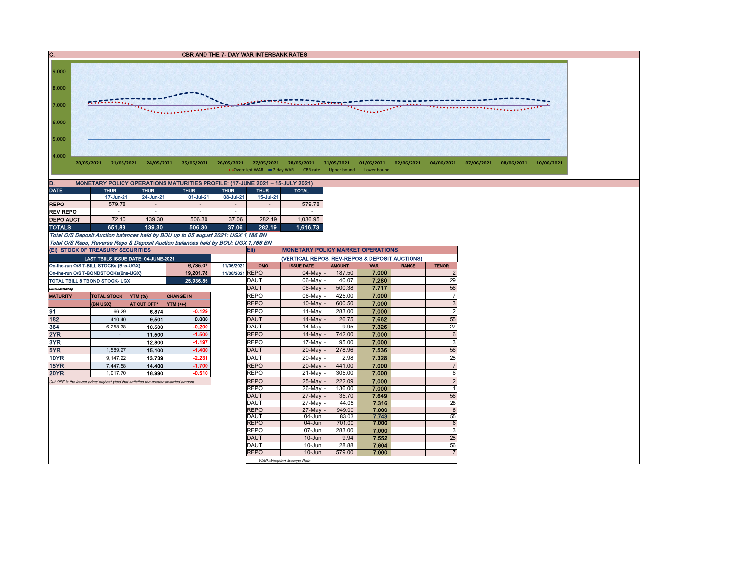## C. CBR AND THE 7- DAY WAR INTERBANK RATES

9.000
8.000
7.000
6.000
5.000
4.000

20/05/2021 21/05/2021 24/05/2021 25/05/2021 26/05/2021 27/05/2021 28/05/2021 31/05/2021 01/06/2021 02/06/2021 04/06/2021 07/06/2021 08/06/2021 10/06/2021

Overnight WAR — 7-day WAR — CBR rate — Upper bound — Lower bound

## D. MONETARY POLICY OPERATIONS MATURITIES PROFILE: (17-JUNE 2021 – 15-JULY 2021)

| DATE | THUR | THUR | THUR | THUR | THUR | TOTAL |
|---|---|---|---|---|---|---|
| | 17-Jun-21 | 24-Jun-21 | 01-Jul-21 | 08-Jul-21 | 15-Jul-21 | |
| REPO | 579.78 | - | - | - | - | 579.78 |
| REV REPO | - | - | - | - | - | - |
| DEPO AUCT | 72.10 | 139.30 | 506.30 | 37.06 | 282.19 | 1,036.95 |
| TOTALS | 651.88 | 139.30 | 506.30 | 37.06 | 282.19 | 1,616.73 |

*Total O/S Deposit Auction balances held by BOU up to 05 august 2021: UGX 1,186 BN*

*Total O/S Repo, Reverse Repo & Deposit Auction balances held by BOU: UGX 1,766 BN*

## (Ei) STOCK OF TREASURY SECURITIES

| LAST TBIILS ISSUE DATE: 04-JUNE-2021 | | |
|---|---|---|
| On-the-run O/S T-BILL STOCKs (Bns-UGX) | 6,735.07 | 11/06/2021 |
| On-the-run O/S T-BONDSTOCKs(Bns-UGX) | 19,201.78 | 11/06/2021 |
| TOTAL TBILL & TBOND STOCK- UGX | 25,936.85 | |

O/S=Outstanding

| MATURITY | TOTAL STOCK (BN UGX) | YTM (%) AT CUT OFF* | CHANGE IN YTM (+/-) |
|---|---|---|---|
| 91 | 66.29 | 6.874 | -0.129 |
| 182 | 410.40 | 9.501 | 0.000 |
| 364 | 6,258.38 | 10.500 | -0.200 |
| 2YR | - | 11.500 | -1.500 |
| 3YR | - | 12.800 | -1.197 |
| 5YR | 1,589.27 | 15.100 | -1.400 |
| 10YR | 9,147.22 | 13.739 | -2.231 |
| 15YR | 7,447.58 | 14.400 | -1.700 |
| 20YR | 1,017.70 | 16.990 | -0.510 |

*Cut OFF is the lowest price/ highest yield that satisfies the auction awarded amount.*

## Eii) MONETARY POLICY MARKET OPERATIONS

(VERTICAL REPOS, REV-REPOS & DEPOSIT AUCTIONS)

| OMO | ISSUE DATE | AMOUNT | WAR | RANGE | TENOR |
|---|---|---|---|---|---|
| REPO | 04-May | 187.50 | 7.000 | | 2 |
| DAUT | 06-May | 40.07 | 7.280 | | 29 |
| DAUT | 06-May | 500.38 | 7.717 | | 56 |
| REPO | 06-May | 425.00 | 7.000 | | 7 |
| REPO | 10-May | 600.50 | 7.000 | | 3 |
| REPO | 11-May | 283.00 | 7.000 | | 2 |
| DAUT | 14-May | 26.75 | 7.662 | | 55 |
| DAUT | 14-May | 9.95 | 7.326 | | 27 |
| REPO | 14-May | 742.00 | 7.000 | | 6 |
| REPO | 17-May | 95.00 | 7.000 | | 3 |
| DAUT | 20-May | 278.96 | 7.536 | | 56 |
| DAUT | 20-May | 2.98 | 7.328 | | 28 |
| REPO | 20-May | 441.00 | 7.000 | | 7 |
| REPO | 21-May | 305.00 | 7.000 | | 6 |
| REPO | 25-May | 222.09 | 7.000 | | 2 |
| REPO | 26-May | 136.00 | 7.000 | | 1 |
| DAUT | 27-May | 35.70 | 7.649 | | 56 |
| DAUT | 27-May | 44.05 | 7.316 | | 28 |
| REPO | 27-May | 949.00 | 7.000 | | 8 |
| DAUT | 04-Jun | 83.03 | 7.743 | | 55 |
| REPO | 04-Jun | 701.00 | 7.000 | | 6 |
| REPO | 07-Jun | 283.00 | 7.000 | | 3 |
| DAUT | 10-Jun | 9.94 | 7.552 | | 28 |
| DAUT | 10-Jun | 28.88 | 7.604 | | 56 |
| REPO | 10-Jun | 579.00 | 7.000 | | 7 |

*WAR-Weighted Average Rate*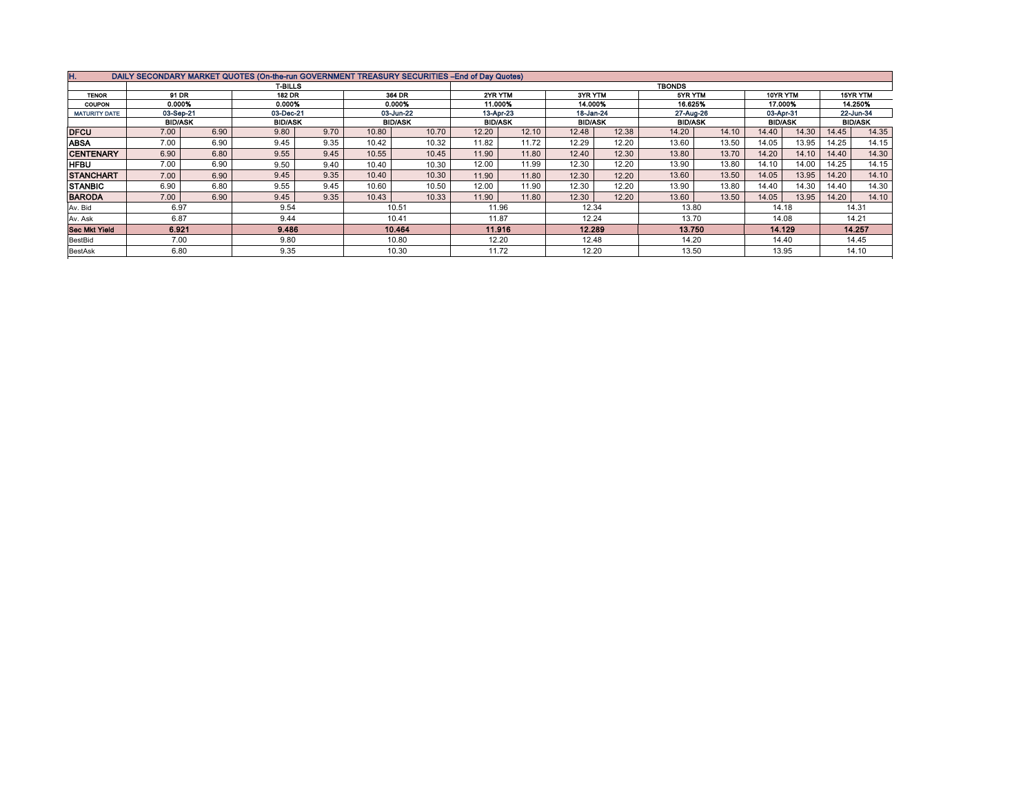| H. | DAILY SECONDARY MARKET QUOTES (On-the-run GOVERNMENT TREASURY SECURITIES –End of Day Quotes) | | | | | | | | | | | | | | | |
|---|---|---|---|---|---|---|---|---|---|---|---|---|---|---|---|---|
| | T-BILLS | | | | | | TBONDS | | | | | | | | | |
| TENOR | 91 DR | | 182 DR | | 364 DR | | 2YR YTM | | 3YR YTM | | 5YR YTM | | 10YR YTM | | 15YR YTM | |
| COUPON | 0.000% | | 0.000% | | 0.000% | | 11.000% | | 14.000% | | 16.625% | | 17.000% | | 14.250% | |
| MATURITY DATE | 03-Sep-21 | | 03-Dec-21 | | 03-Jun-22 | | 13-Apr-23 | | 18-Jan-24 | | 27-Aug-26 | | 03-Apr-31 | | 22-Jun-34 | |
| | BID/ASK | | BID/ASK | | BID/ASK | | BID/ASK | | BID/ASK | | BID/ASK | | BID/ASK | | BID/ASK | |
| DFCU | 7.00 | 6.90 | 9.80 | 9.70 | 10.80 | 10.70 | 12.20 | 12.10 | 12.48 | 12.38 | 14.20 | 14.10 | 14.40 | 14.30 | 14.45 | 14.35 |
| ABSA | 7.00 | 6.90 | 9.45 | 9.35 | 10.42 | 10.32 | 11.82 | 11.72 | 12.29 | 12.20 | 13.60 | 13.50 | 14.05 | 13.95 | 14.25 | 14.15 |
| CENTENARY | 6.90 | 6.80 | 9.55 | 9.45 | 10.55 | 10.45 | 11.90 | 11.80 | 12.40 | 12.30 | 13.80 | 13.70 | 14.20 | 14.10 | 14.40 | 14.30 |
| HFBU | 7.00 | 6.90 | 9.50 | 9.40 | 10.40 | 10.30 | 12.00 | 11.99 | 12.30 | 12.20 | 13.90 | 13.80 | 14.10 | 14.00 | 14.25 | 14.15 |
| STANCHART | 7.00 | 6.90 | 9.45 | 9.35 | 10.40 | 10.30 | 11.90 | 11.80 | 12.30 | 12.20 | 13.60 | 13.50 | 14.05 | 13.95 | 14.20 | 14.10 |
| STANBIC | 6.90 | 6.80 | 9.55 | 9.45 | 10.60 | 10.50 | 12.00 | 11.90 | 12.30 | 12.20 | 13.90 | 13.80 | 14.40 | 14.30 | 14.40 | 14.30 |
| BARODA | 7.00 | 6.90 | 9.45 | 9.35 | 10.43 | 10.33 | 11.90 | 11.80 | 12.30 | 12.20 | 13.60 | 13.50 | 14.05 | 13.95 | 14.20 | 14.10 |
| Av. Bid | 6.97 | | 9.54 | | 10.51 | | 11.96 | | 12.34 | | 13.80 | | 14.18 | | 14.31 | |
| Av. Ask | 6.87 | | 9.44 | | 10.41 | | 11.87 | | 12.24 | | 13.70 | | 14.08 | | 14.21 | |
| Sec Mkt Yield | 6.921 | | 9.486 | | 10.464 | | 11.916 | | 12.289 | | 13.750 | | 14.129 | | 14.257 | |
| BestBid | 7.00 | | 9.80 | | 10.80 | | 12.20 | | 12.48 | | 14.20 | | 14.40 | | 14.45 | |
| BestAsk | 6.80 | | 9.35 | | 10.30 | | 11.72 | | 12.20 | | 13.50 | | 13.95 | | 14.10 | |